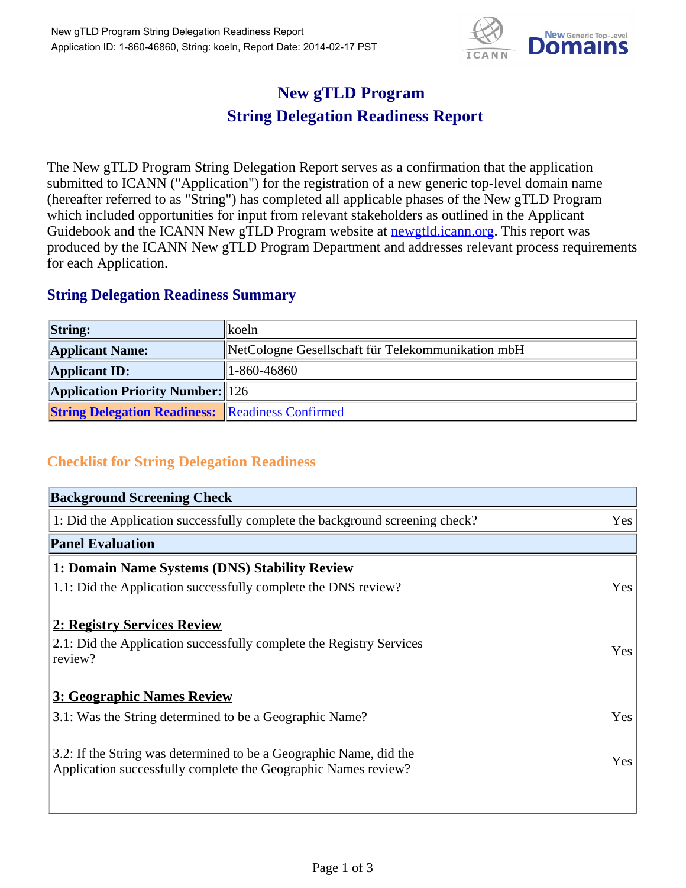# New gTLD Program
# String Delegation Readiness Report

The New gTLD Program String Delegation Report serves as a confirmation that the application submitted to ICANN ("Application") for the registration of a new generic top-level domain name (hereafter referred to as "String") has completed all applicable phases of the New gTLD Program which included opportunities for input from relevant stakeholders as outlined in the Applicant Guidebook and the ICANN New gTLD Program website at [newgtld.icann.org](newgtld.icann.org). This report was produced by the ICANN New gTLD Program Department and addresses relevant process requirements for each Application.

## String Delegation Readiness Summary

| | |
|---|---|
| **String:** | koeln |
| **Applicant Name:** | NetCologne Gesellschaft für Telekommunikation mbH |
| **Applicant ID:** | 1-860-46860 |
| **Application Priority Number:** | 126 |
| **String Delegation Readiness:** | Readiness Confirmed |

## Checklist for String Delegation Readiness

| **Background Screening Check** | |
|---|---|
| 1: Did the Application successfully complete the background screening check? | Yes |
| **Panel Evaluation** | |
| **1: Domain Name Systems (DNS) Stability Review** | |
| 1.1: Did the Application successfully complete the DNS review? | Yes |
| **2: Registry Services Review** | |
| 2.1: Did the Application successfully complete the Registry Services review? | Yes |
| **3: Geographic Names Review** | |
| 3.1: Was the String determined to be a Geographic Name? | Yes |
| 3.2: If the String was determined to be a Geographic Name, did the Application successfully complete the Geographic Names review? | Yes |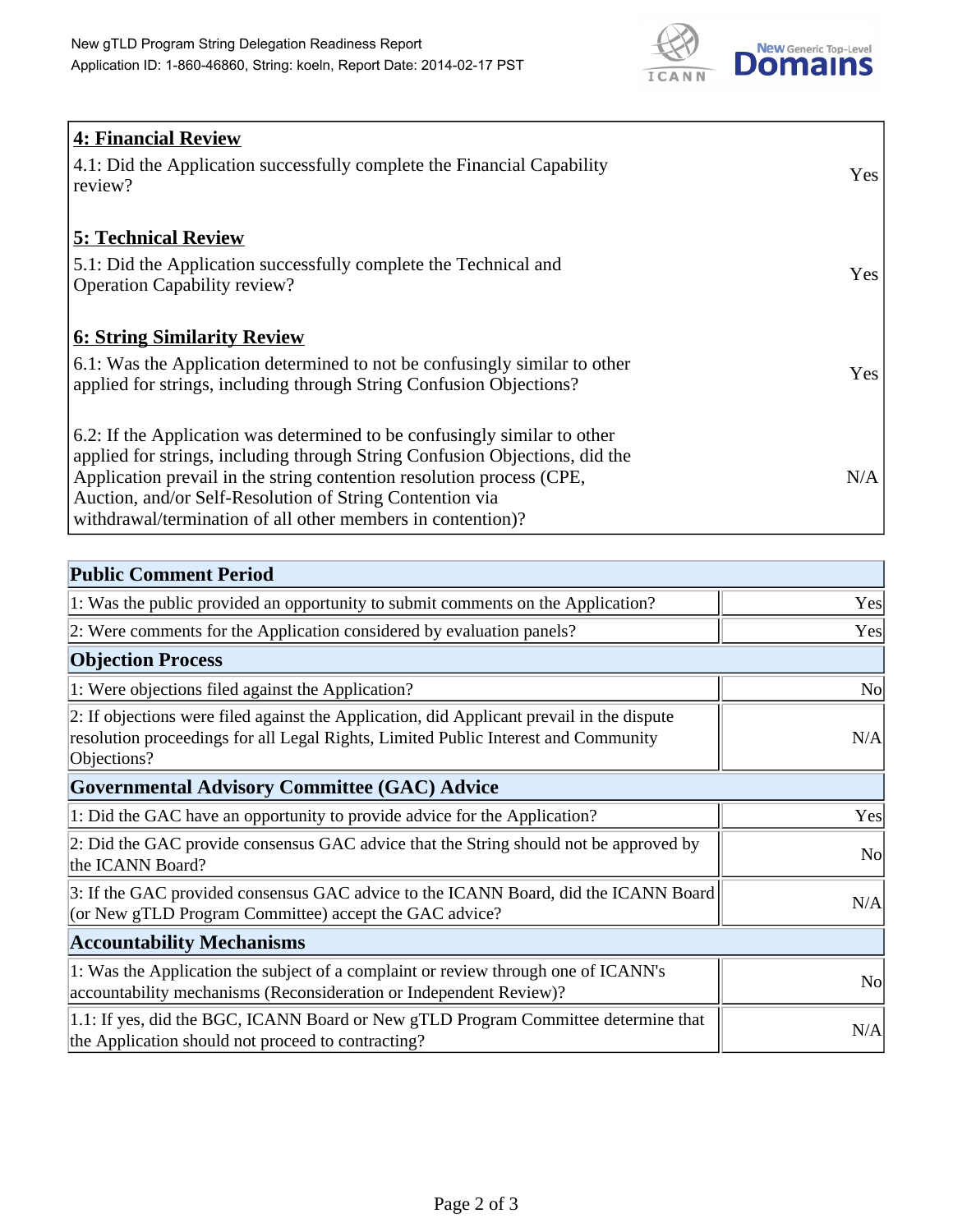| 4: Financial Review | |
|---|---|
| 4.1: Did the Application successfully complete the Financial Capability review? | Yes |
| **5: Technical Review** | |
| 5.1: Did the Application successfully complete the Technical and Operation Capability review? | Yes |
| **6: String Similarity Review** | |
| 6.1: Was the Application determined to not be confusingly similar to other applied for strings, including through String Confusion Objections? | Yes |
| 6.2: If the Application was determined to be confusingly similar to other applied for strings, including through String Confusion Objections, did the Application prevail in the string contention resolution process (CPE, Auction, and/or Self-Resolution of String Contention via withdrawal/termination of all other members in contention)? | N/A |

| Public Comment Period | |
|---|---|
| 1: Was the public provided an opportunity to submit comments on the Application? | Yes |
| 2: Were comments for the Application considered by evaluation panels? | Yes |
| **Objection Process** | |
| 1: Were objections filed against the Application? | No |
| 2: If objections were filed against the Application, did Applicant prevail in the dispute resolution proceedings for all Legal Rights, Limited Public Interest and Community Objections? | N/A |
| **Governmental Advisory Committee (GAC) Advice** | |
| 1: Did the GAC have an opportunity to provide advice for the Application? | Yes |
| 2: Did the GAC provide consensus GAC advice that the String should not be approved by the ICANN Board? | No |
| 3: If the GAC provided consensus GAC advice to the ICANN Board, did the ICANN Board (or New gTLD Program Committee) accept the GAC advice? | N/A |
| **Accountability Mechanisms** | |
| 1: Was the Application the subject of a complaint or review through one of ICANN's accountability mechanisms (Reconsideration or Independent Review)? | No |
| 1.1: If yes, did the BGC, ICANN Board or New gTLD Program Committee determine that the Application should not proceed to contracting? | N/A |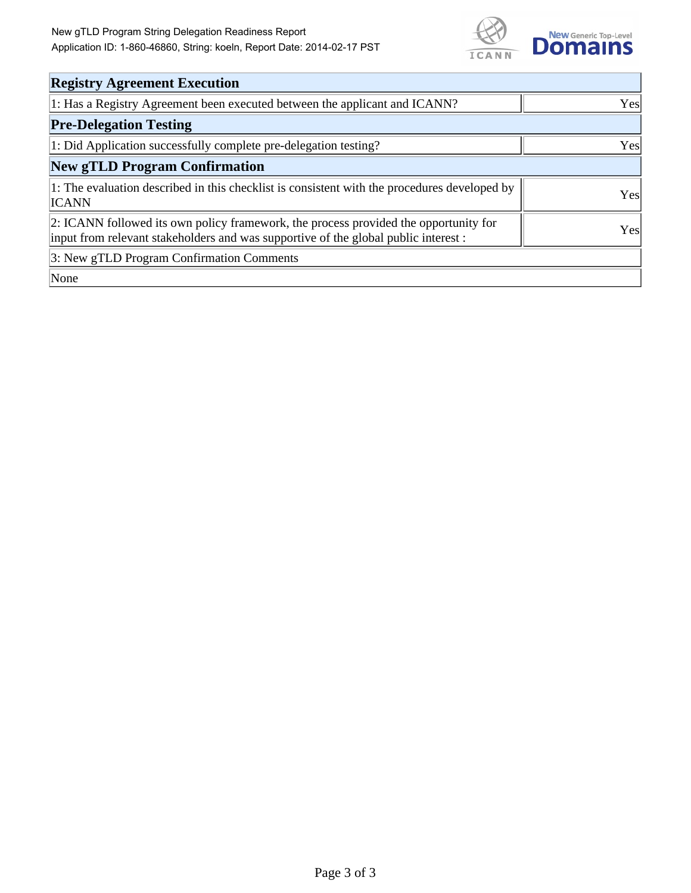## Registry Agreement Execution

| | |
|---|---|
| 1: Has a Registry Agreement been executed between the applicant and ICANN? | Yes |

## Pre-Delegation Testing

| | |
|---|---|
| 1: Did Application successfully complete pre-delegation testing? | Yes |

## New gTLD Program Confirmation

| | |
|---|---|
| 1: The evaluation described in this checklist is consistent with the procedures developed by ICANN | Yes |
| 2: ICANN followed its own policy framework, the process provided the opportunity for input from relevant stakeholders and was supportive of the global public interest : | Yes |

3: New gTLD Program Confirmation Comments

None